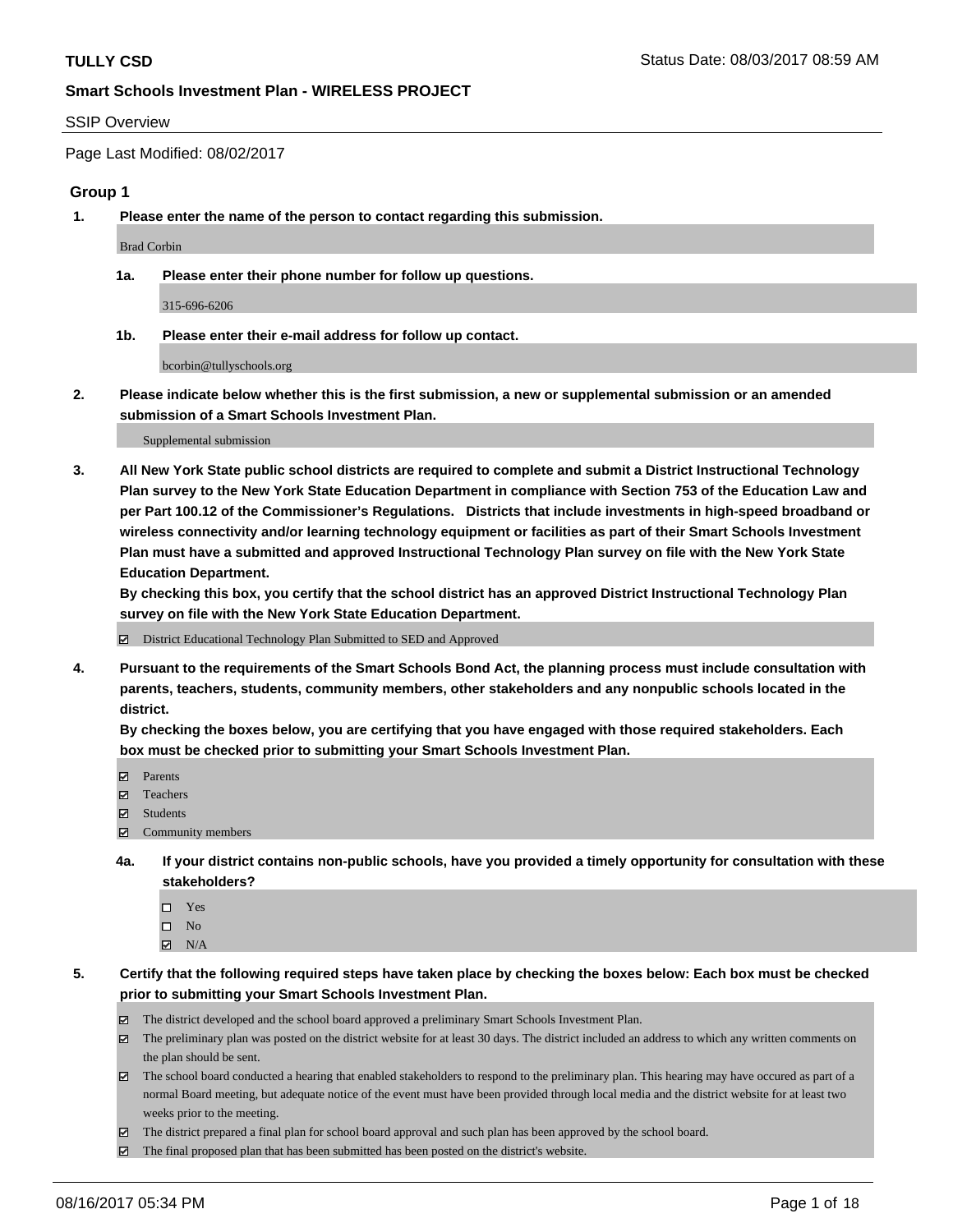**TULLY CSD** Status Date: 08/03/2017 08:59 AM

**Smart Schools Investment Plan - WIRELESS PROJECT**

SSIP Overview

Page Last Modified: 08/02/2017

## Group 1

**1. Please enter the name of the person to contact regarding this submission.**

Brad Corbin

**1a. Please enter their phone number for follow up questions.**

315-696-6206

**1b. Please enter their e-mail address for follow up contact.**

bcorbin@tullyschools.org

**2. Please indicate below whether this is the first submission, a new or supplemental submission or an amended submission of a Smart Schools Investment Plan.**

Supplemental submission

**3. All New York State public school districts are required to complete and submit a District Instructional Technology Plan survey to the New York State Education Department in compliance with Section 753 of the Education Law and per Part 100.12 of the Commissioner's Regulations. Districts that include investments in high-speed broadband or wireless connectivity and/or learning technology equipment or facilities as part of their Smart Schools Investment Plan must have a submitted and approved Instructional Technology Plan survey on file with the New York State Education Department.**
**By checking this box, you certify that the school district has an approved District Instructional Technology Plan survey on file with the New York State Education Department.**

☑ District Educational Technology Plan Submitted to SED and Approved

**4. Pursuant to the requirements of the Smart Schools Bond Act, the planning process must include consultation with parents, teachers, students, community members, other stakeholders and any nonpublic schools located in the district.**
**By checking the boxes below, you are certifying that you have engaged with those required stakeholders. Each box must be checked prior to submitting your Smart Schools Investment Plan.**

☑ Parents
☑ Teachers
☑ Students
☑ Community members

**4a. If your district contains non-public schools, have you provided a timely opportunity for consultation with these stakeholders?**

☐ Yes
☐ No
☑ N/A

**5. Certify that the following required steps have taken place by checking the boxes below: Each box must be checked prior to submitting your Smart Schools Investment Plan.**

☑ The district developed and the school board approved a preliminary Smart Schools Investment Plan.
☑ The preliminary plan was posted on the district website for at least 30 days. The district included an address to which any written comments on the plan should be sent.
☑ The school board conducted a hearing that enabled stakeholders to respond to the preliminary plan. This hearing may have occured as part of a normal Board meeting, but adequate notice of the event must have been provided through local media and the district website for at least two weeks prior to the meeting.
☑ The district prepared a final plan for school board approval and such plan has been approved by the school board.
☑ The final proposed plan that has been submitted has been posted on the district's website.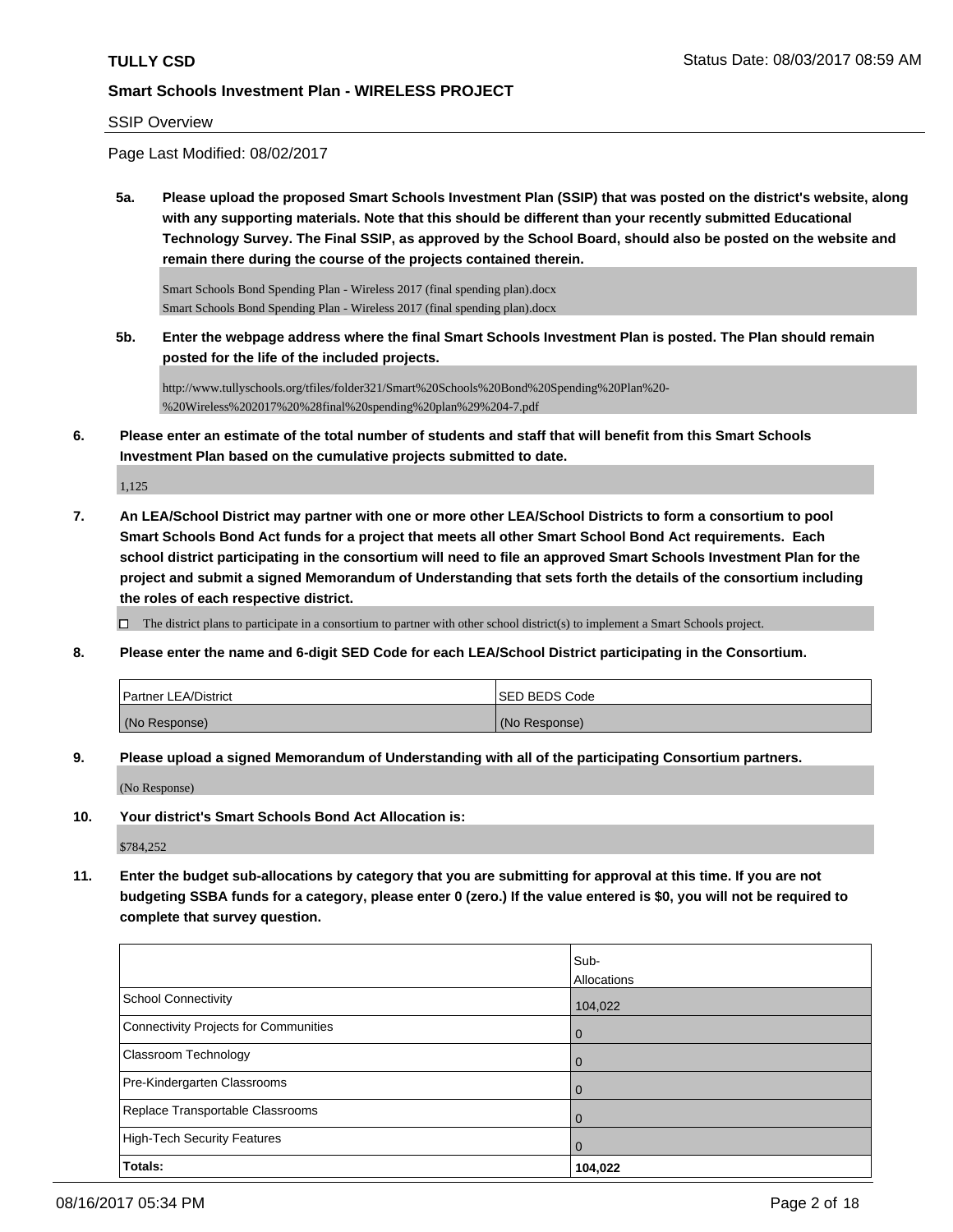**TULLY CSD**

**Smart Schools Investment Plan - WIRELESS PROJECT**

SSIP Overview

Page Last Modified: 08/02/2017

**5a. Please upload the proposed Smart Schools Investment Plan (SSIP) that was posted on the district's website, along with any supporting materials. Note that this should be different than your recently submitted Educational Technology Survey. The Final SSIP, as approved by the School Board, should also be posted on the website and remain there during the course of the projects contained therein.**

Smart Schools Bond Spending Plan - Wireless 2017 (final spending plan).docx
Smart Schools Bond Spending Plan - Wireless 2017 (final spending plan).docx

**5b. Enter the webpage address where the final Smart Schools Investment Plan is posted. The Plan should remain posted for the life of the included projects.**

http://www.tullyschools.org/tfiles/folder321/Smart%20Schools%20Bond%20Spending%20Plan%20-%20Wireless%202017%20%28final%20spending%20plan%29%204-7.pdf

**6. Please enter an estimate of the total number of students and staff that will benefit from this Smart Schools Investment Plan based on the cumulative projects submitted to date.**

1,125

**7. An LEA/School District may partner with one or more other LEA/School Districts to form a consortium to pool Smart Schools Bond Act funds for a project that meets all other Smart School Bond Act requirements. Each school district participating in the consortium will need to file an approved Smart Schools Investment Plan for the project and submit a signed Memorandum of Understanding that sets forth the details of the consortium including the roles of each respective district.**

☐ The district plans to participate in a consortium to partner with other school district(s) to implement a Smart Schools project.

**8. Please enter the name and 6-digit SED Code for each LEA/School District participating in the Consortium.**

| Partner LEA/District | SED BEDS Code |
| --- | --- |
| (No Response) | (No Response) |

**9. Please upload a signed Memorandum of Understanding with all of the participating Consortium partners.**

(No Response)

**10. Your district's Smart Schools Bond Act Allocation is:**

$784,252

**11. Enter the budget sub-allocations by category that you are submitting for approval at this time. If you are not budgeting SSBA funds for a category, please enter 0 (zero.) If the value entered is $0, you will not be required to complete that survey question.**

| | Sub-Allocations |
| --- | --- |
| School Connectivity | 104,022 |
| Connectivity Projects for Communities | 0 |
| Classroom Technology | 0 |
| Pre-Kindergarten Classrooms | 0 |
| Replace Transportable Classrooms | 0 |
| High-Tech Security Features | 0 |
| **Totals:** | **104,022** |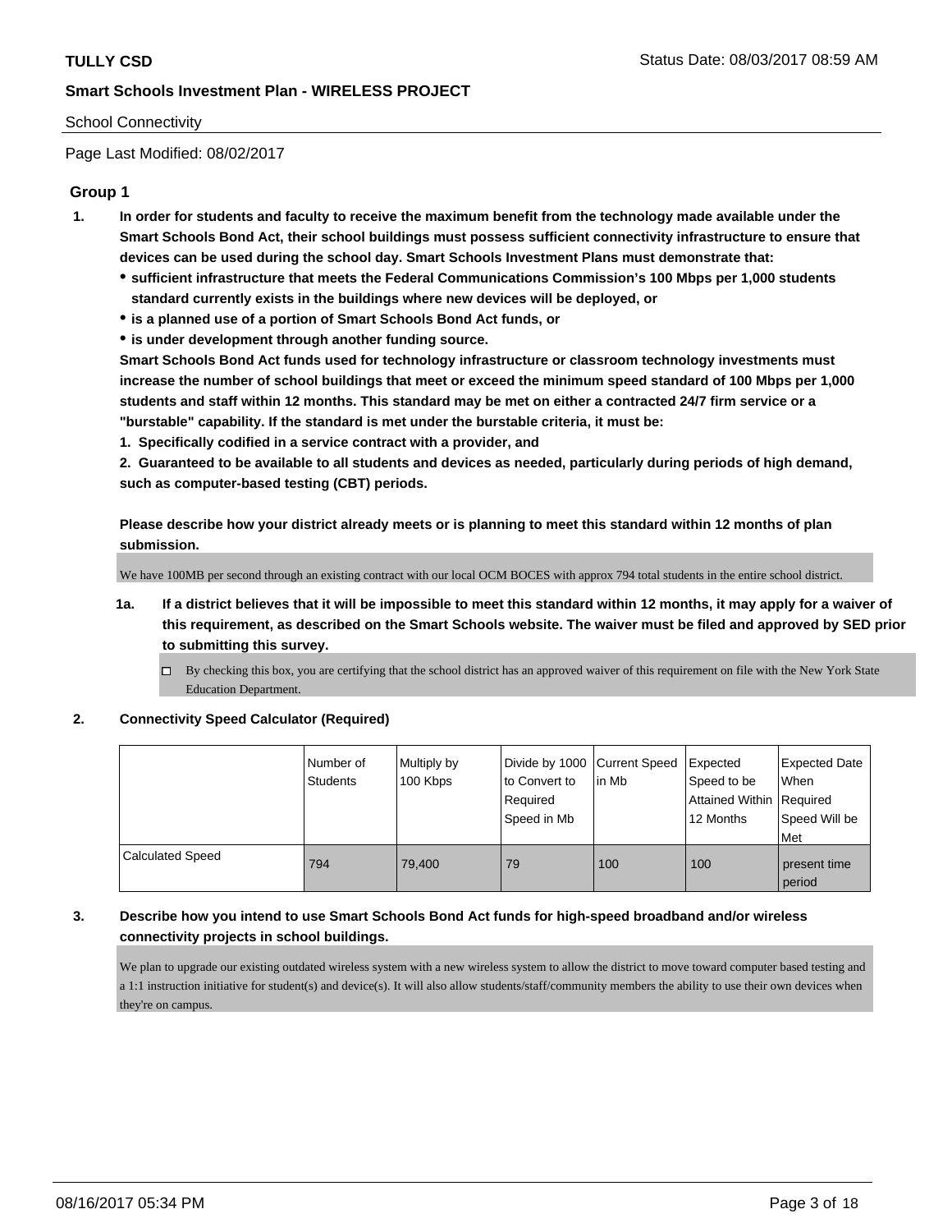School Connectivity

Page Last Modified: 08/02/2017

## Group 1

**1. In order for students and faculty to receive the maximum benefit from the technology made available under the Smart Schools Bond Act, their school buildings must possess sufficient connectivity infrastructure to ensure that devices can be used during the school day. Smart Schools Investment Plans must demonstrate that:**

- **sufficient infrastructure that meets the Federal Communications Commission's 100 Mbps per 1,000 students standard currently exists in the buildings where new devices will be deployed, or**
- **is a planned use of a portion of Smart Schools Bond Act funds, or**
- **is under development through another funding source.**

**Smart Schools Bond Act funds used for technology infrastructure or classroom technology investments must increase the number of school buildings that meet or exceed the minimum speed standard of 100 Mbps per 1,000 students and staff within 12 months. This standard may be met on either a contracted 24/7 firm service or a "burstable" capability. If the standard is met under the burstable criteria, it must be:**

**1. Specifically codified in a service contract with a provider, and**

**2. Guaranteed to be available to all students and devices as needed, particularly during periods of high demand, such as computer-based testing (CBT) periods.**

**Please describe how your district already meets or is planning to meet this standard within 12 months of plan submission.**

We have 100MB per second through an existing contract with our local OCM BOCES with approx 794 total students in the entire school district.

**1a. If a district believes that it will be impossible to meet this standard within 12 months, it may apply for a waiver of this requirement, as described on the Smart Schools website. The waiver must be filed and approved by SED prior to submitting this survey.**

☐ By checking this box, you are certifying that the school district has an approved waiver of this requirement on file with the New York State Education Department.

**2. Connectivity Speed Calculator (Required)**

| | Number of Students | Multiply by 100 Kbps | Divide by 1000 to Convert to Required Speed in Mb | Current Speed in Mb | Expected Speed to be Attained Within 12 Months | Expected Date When Required Speed Will be Met |
|---|---|---|---|---|---|---|
| Calculated Speed | 794 | 79,400 | 79 | 100 | 100 | present time period |

**3. Describe how you intend to use Smart Schools Bond Act funds for high-speed broadband and/or wireless connectivity projects in school buildings.**

We plan to upgrade our existing outdated wireless system with a new wireless system to allow the district to move toward computer based testing and a 1:1 instruction initiative for student(s) and device(s). It will also allow students/staff/community members the ability to use their own devices when they're on campus.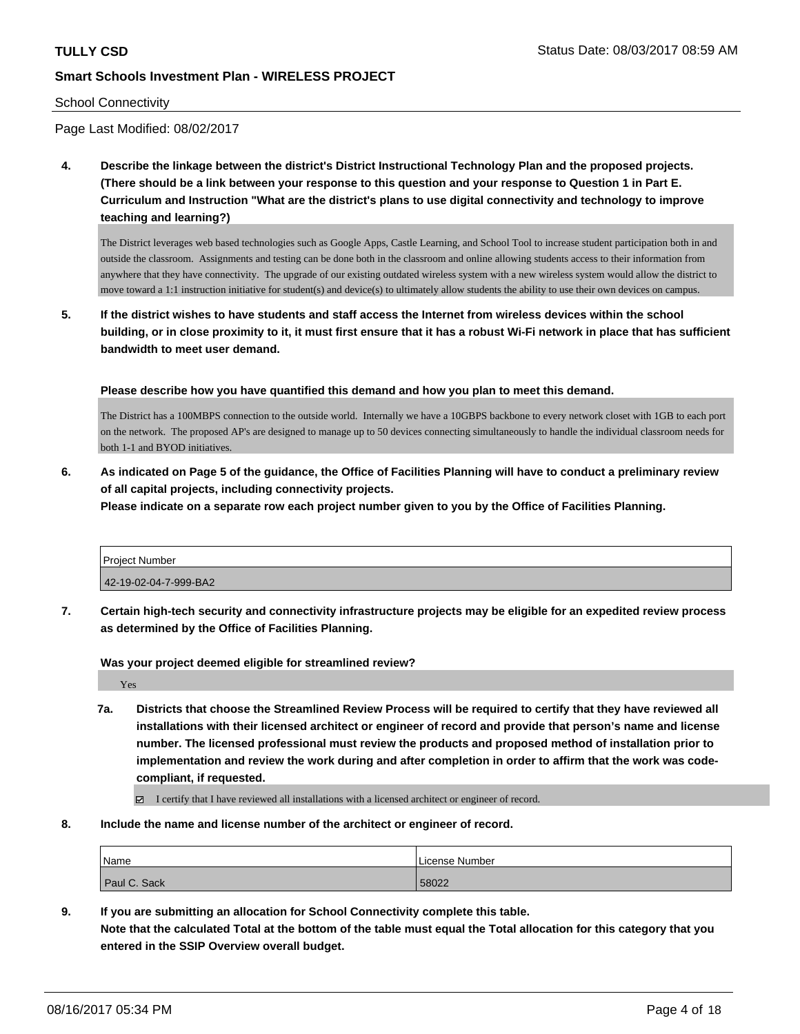School Connectivity

Page Last Modified: 08/02/2017

**4. Describe the linkage between the district's District Instructional Technology Plan and the proposed projects. (There should be a link between your response to this question and your response to Question 1 in Part E. Curriculum and Instruction "What are the district's plans to use digital connectivity and technology to improve teaching and learning?)**

The District leverages web based technologies such as Google Apps, Castle Learning, and School Tool to increase student participation both in and outside the classroom. Assignments and testing can be done both in the classroom and online allowing students access to their information from anywhere that they have connectivity. The upgrade of our existing outdated wireless system with a new wireless system would allow the district to move toward a 1:1 instruction initiative for student(s) and device(s) to ultimately allow students the ability to use their own devices on campus.

**5. If the district wishes to have students and staff access the Internet from wireless devices within the school building, or in close proximity to it, it must first ensure that it has a robust Wi-Fi network in place that has sufficient bandwidth to meet user demand.**

**Please describe how you have quantified this demand and how you plan to meet this demand.**

The District has a 100MBPS connection to the outside world. Internally we have a 10GBPS backbone to every network closet with 1GB to each port on the network. The proposed AP's are designed to manage up to 50 devices connecting simultaneously to handle the individual classroom needs for both 1-1 and BYOD initiatives.

**6. As indicated on Page 5 of the guidance, the Office of Facilities Planning will have to conduct a preliminary review of all capital projects, including connectivity projects.**
**Please indicate on a separate row each project number given to you by the Office of Facilities Planning.**

| Project Number |
|---|
| 42-19-02-04-7-999-BA2 |

**7. Certain high-tech security and connectivity infrastructure projects may be eligible for an expedited review process as determined by the Office of Facilities Planning.**

**Was your project deemed eligible for streamlined review?**

Yes

**7a. Districts that choose the Streamlined Review Process will be required to certify that they have reviewed all installations with their licensed architect or engineer of record and provide that person's name and license number. The licensed professional must review the products and proposed method of installation prior to implementation and review the work during and after completion in order to affirm that the work was code-compliant, if requested.**

☑ I certify that I have reviewed all installations with a licensed architect or engineer of record.

**8. Include the name and license number of the architect or engineer of record.**

| Name | License Number |
|---|---|
| Paul C. Sack | 58022 |

**9. If you are submitting an allocation for School Connectivity complete this table.**
**Note that the calculated Total at the bottom of the table must equal the Total allocation for this category that you entered in the SSIP Overview overall budget.**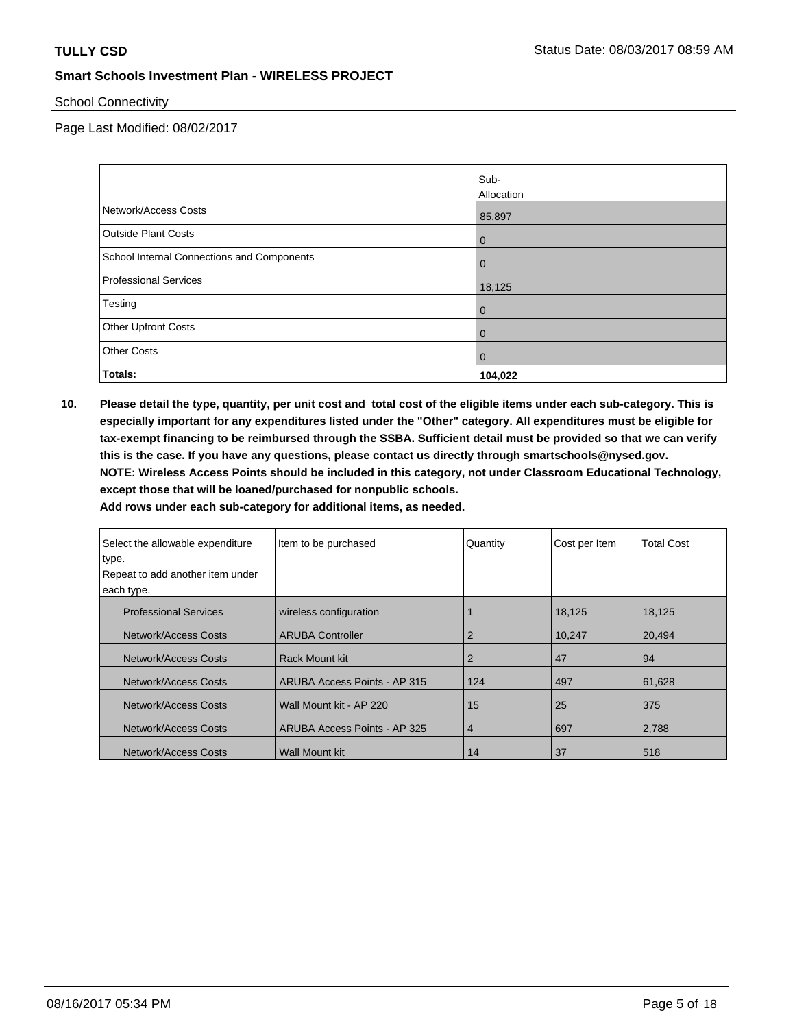## School Connectivity

Page Last Modified: 08/02/2017

| | Sub-Allocation |
|---|---|
| Network/Access Costs | 85,897 |
| Outside Plant Costs | 0 |
| School Internal Connections and Components | 0 |
| Professional Services | 18,125 |
| Testing | 0 |
| Other Upfront Costs | 0 |
| Other Costs | 0 |
| **Totals:** | **104,022** |

**10. Please detail the type, quantity, per unit cost and total cost of the eligible items under each sub-category. This is especially important for any expenditures listed under the "Other" category. All expenditures must be eligible for tax-exempt financing to be reimbursed through the SSBA. Sufficient detail must be provided so that we can verify this is the case. If you have any questions, please contact us directly through smartschools@nysed.gov.**
**NOTE: Wireless Access Points should be included in this category, not under Classroom Educational Technology, except those that will be loaned/purchased for nonpublic schools.**
**Add rows under each sub-category for additional items, as needed.**

| Select the allowable expenditure type. Repeat to add another item under each type. | Item to be purchased | Quantity | Cost per Item | Total Cost |
|---|---|---|---|---|
| Professional Services | wireless configuration | 1 | 18,125 | 18,125 |
| Network/Access Costs | ARUBA Controller | 2 | 10,247 | 20,494 |
| Network/Access Costs | Rack Mount kit | 2 | 47 | 94 |
| Network/Access Costs | ARUBA Access Points - AP 315 | 124 | 497 | 61,628 |
| Network/Access Costs | Wall Mount kit - AP 220 | 15 | 25 | 375 |
| Network/Access Costs | ARUBA Access Points - AP 325 | 4 | 697 | 2,788 |
| Network/Access Costs | Wall Mount kit | 14 | 37 | 518 |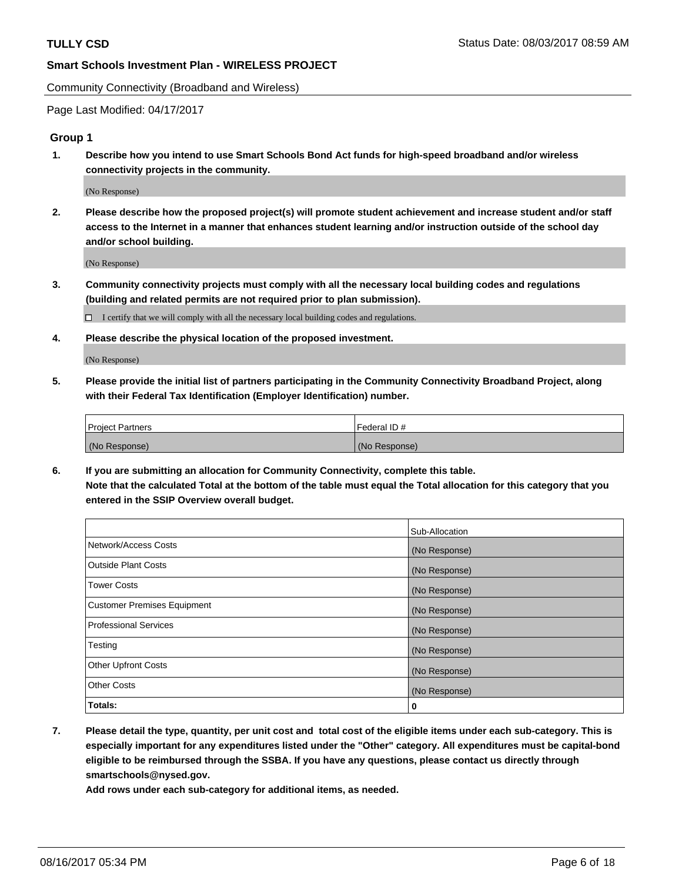Community Connectivity (Broadband and Wireless)

Page Last Modified: 04/17/2017

## Group 1

**1. Describe how you intend to use Smart Schools Bond Act funds for high-speed broadband and/or wireless connectivity projects in the community.**

(No Response)

**2. Please describe how the proposed project(s) will promote student achievement and increase student and/or staff access to the Internet in a manner that enhances student learning and/or instruction outside of the school day and/or school building.**

(No Response)

**3. Community connectivity projects must comply with all the necessary local building codes and regulations (building and related permits are not required prior to plan submission).**

☐ I certify that we will comply with all the necessary local building codes and regulations.

**4. Please describe the physical location of the proposed investment.**

(No Response)

**5. Please provide the initial list of partners participating in the Community Connectivity Broadband Project, along with their Federal Tax Identification (Employer Identification) number.**

| Project Partners | Federal ID # |
|---|---|
| (No Response) | (No Response) |

**6. If you are submitting an allocation for Community Connectivity, complete this table. Note that the calculated Total at the bottom of the table must equal the Total allocation for this category that you entered in the SSIP Overview overall budget.**

| | Sub-Allocation |
|---|---|
| Network/Access Costs | (No Response) |
| Outside Plant Costs | (No Response) |
| Tower Costs | (No Response) |
| Customer Premises Equipment | (No Response) |
| Professional Services | (No Response) |
| Testing | (No Response) |
| Other Upfront Costs | (No Response) |
| Other Costs | (No Response) |
| **Totals:** | **0** |

**7. Please detail the type, quantity, per unit cost and total cost of the eligible items under each sub-category. This is especially important for any expenditures listed under the "Other" category. All expenditures must be capital-bond eligible to be reimbursed through the SSBA. If you have any questions, please contact us directly through smartschools@nysed.gov.**

**Add rows under each sub-category for additional items, as needed.**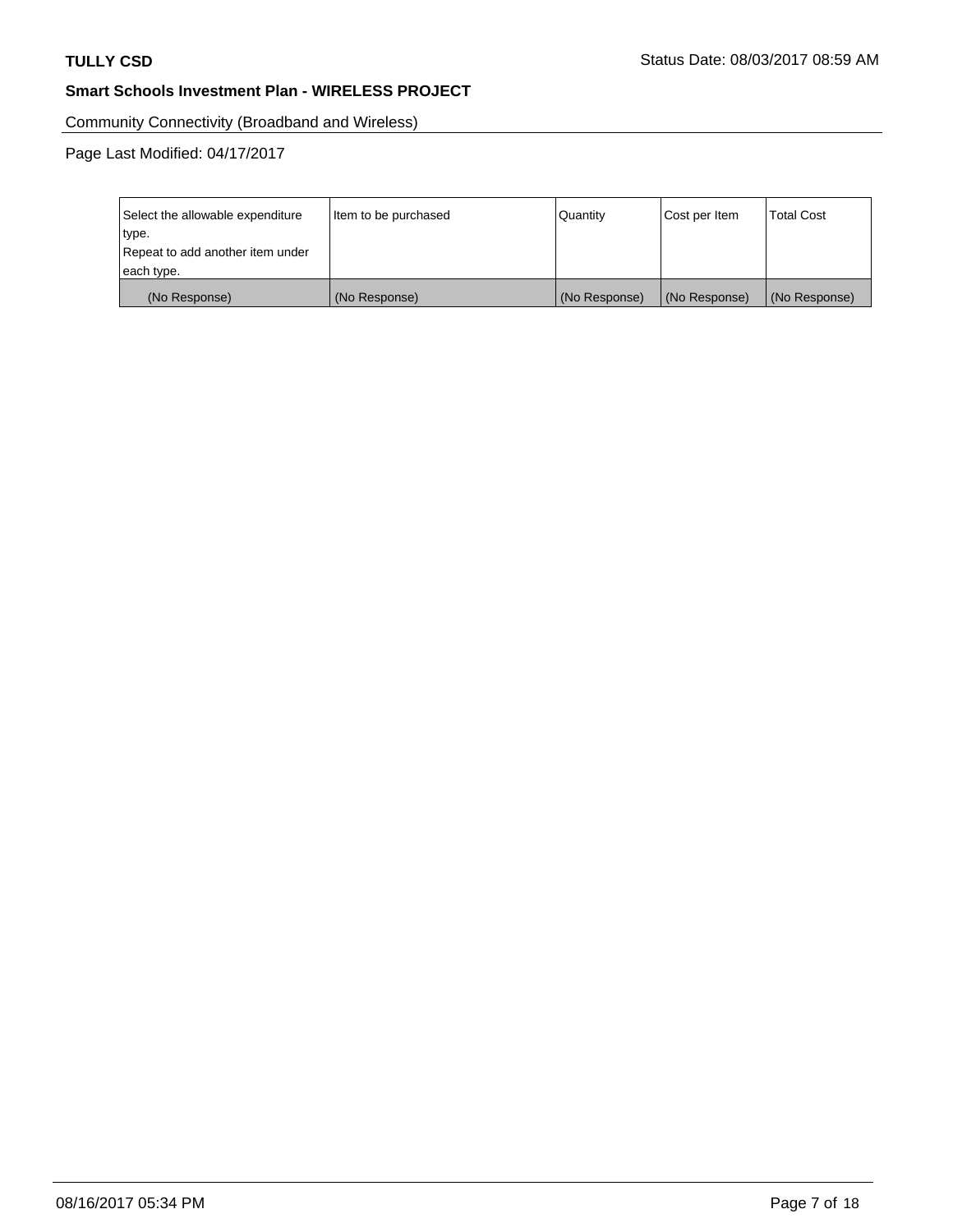Community Connectivity (Broadband and Wireless)

Page Last Modified: 04/17/2017

| Select the allowable expenditure type. Repeat to add another item under each type. | Item to be purchased | Quantity | Cost per Item | Total Cost |
| --- | --- | --- | --- | --- |
| (No Response) | (No Response) | (No Response) | (No Response) | (No Response) |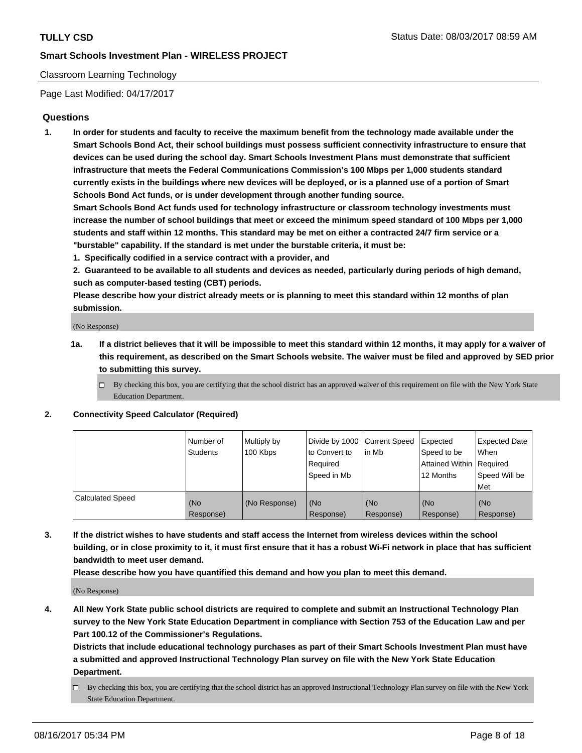Classroom Learning Technology

Page Last Modified: 04/17/2017

## Questions

1. **In order for students and faculty to receive the maximum benefit from the technology made available under the Smart Schools Bond Act, their school buildings must possess sufficient connectivity infrastructure to ensure that devices can be used during the school day. Smart Schools Investment Plans must demonstrate that sufficient infrastructure that meets the Federal Communications Commission's 100 Mbps per 1,000 students standard currently exists in the buildings where new devices will be deployed, or is a planned use of a portion of Smart Schools Bond Act funds, or is under development through another funding source.**

   **Smart Schools Bond Act funds used for technology infrastructure or classroom technology investments must increase the number of school buildings that meet or exceed the minimum speed standard of 100 Mbps per 1,000 students and staff within 12 months. This standard may be met on either a contracted 24/7 firm service or a "burstable" capability. If the standard is met under the burstable criteria, it must be:**

   **1. Specifically codified in a service contract with a provider, and**

   **2. Guaranteed to be available to all students and devices as needed, particularly during periods of high demand, such as computer-based testing (CBT) periods.**

   **Please describe how your district already meets or is planning to meet this standard within 12 months of plan submission.**

   (No Response)

   **1a. If a district believes that it will be impossible to meet this standard within 12 months, it may apply for a waiver of this requirement, as described on the Smart Schools website. The waiver must be filed and approved by SED prior to submitting this survey.**

   ☐ By checking this box, you are certifying that the school district has an approved waiver of this requirement on file with the New York State Education Department.

2. **Connectivity Speed Calculator (Required)**

| | Number of Students | Multiply by 100 Kbps | Divide by 1000 to Convert to Required Speed in Mb | Current Speed in Mb | Expected Speed to be Attained Within 12 Months | Expected Date When Required Speed Will be Met |
|---|---|---|---|---|---|---|
| Calculated Speed | (No Response) | (No Response) | (No Response) | (No Response) | (No Response) | (No Response) |

3. **If the district wishes to have students and staff access the Internet from wireless devices within the school building, or in close proximity to it, it must first ensure that it has a robust Wi-Fi network in place that has sufficient bandwidth to meet user demand.**

   **Please describe how you have quantified this demand and how you plan to meet this demand.**

   (No Response)

4. **All New York State public school districts are required to complete and submit an Instructional Technology Plan survey to the New York State Education Department in compliance with Section 753 of the Education Law and per Part 100.12 of the Commissioner's Regulations.**

   **Districts that include educational technology purchases as part of their Smart Schools Investment Plan must have a submitted and approved Instructional Technology Plan survey on file with the New York State Education Department.**

   ☐ By checking this box, you are certifying that the school district has an approved Instructional Technology Plan survey on file with the New York State Education Department.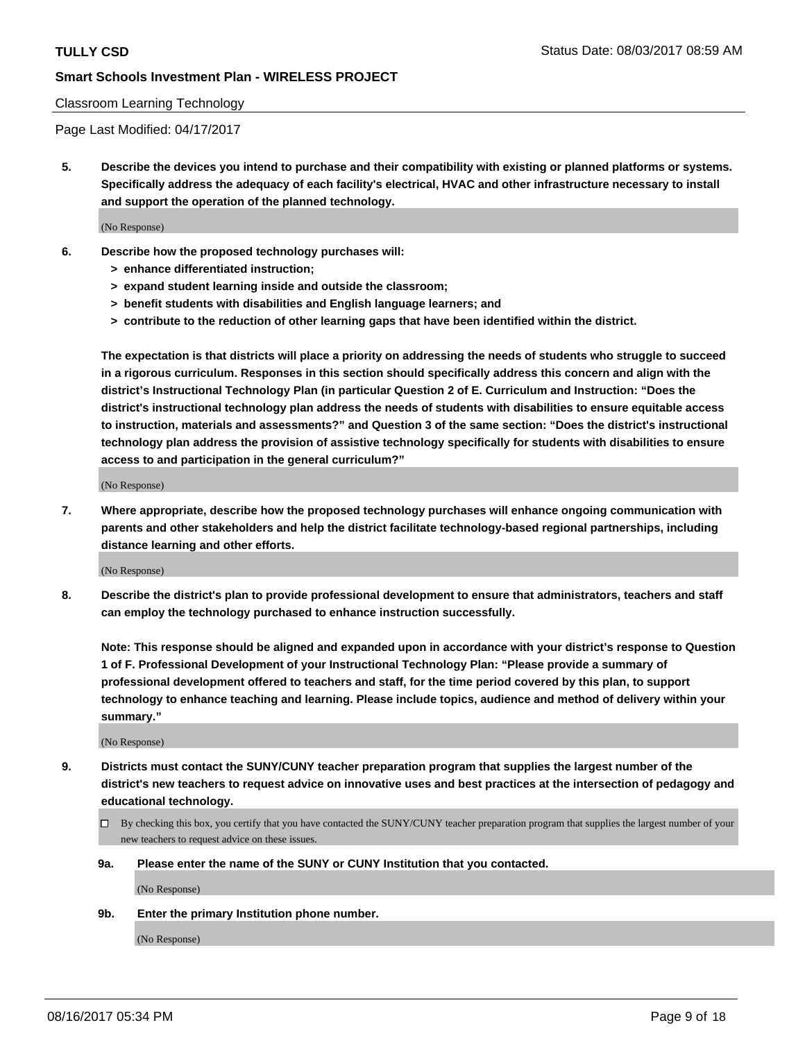Classroom Learning Technology

Page Last Modified: 04/17/2017

**5. Describe the devices you intend to purchase and their compatibility with existing or planned platforms or systems. Specifically address the adequacy of each facility's electrical, HVAC and other infrastructure necessary to install and support the operation of the planned technology.**

(No Response)

**6. Describe how the proposed technology purchases will:**

- **> enhance differentiated instruction;**
- **> expand student learning inside and outside the classroom;**
- **> benefit students with disabilities and English language learners; and**
- **> contribute to the reduction of other learning gaps that have been identified within the district.**

**The expectation is that districts will place a priority on addressing the needs of students who struggle to succeed in a rigorous curriculum. Responses in this section should specifically address this concern and align with the district's Instructional Technology Plan (in particular Question 2 of E. Curriculum and Instruction: "Does the district's instructional technology plan address the needs of students with disabilities to ensure equitable access to instruction, materials and assessments?" and Question 3 of the same section: "Does the district's instructional technology plan address the provision of assistive technology specifically for students with disabilities to ensure access to and participation in the general curriculum?"**

(No Response)

**7. Where appropriate, describe how the proposed technology purchases will enhance ongoing communication with parents and other stakeholders and help the district facilitate technology-based regional partnerships, including distance learning and other efforts.**

(No Response)

**8. Describe the district's plan to provide professional development to ensure that administrators, teachers and staff can employ the technology purchased to enhance instruction successfully.**

**Note: This response should be aligned and expanded upon in accordance with your district's response to Question 1 of F. Professional Development of your Instructional Technology Plan: "Please provide a summary of professional development offered to teachers and staff, for the time period covered by this plan, to support technology to enhance teaching and learning. Please include topics, audience and method of delivery within your summary."**

(No Response)

**9. Districts must contact the SUNY/CUNY teacher preparation program that supplies the largest number of the district's new teachers to request advice on innovative uses and best practices at the intersection of pedagogy and educational technology.**

☐ By checking this box, you certify that you have contacted the SUNY/CUNY teacher preparation program that supplies the largest number of your new teachers to request advice on these issues.

**9a. Please enter the name of the SUNY or CUNY Institution that you contacted.**

(No Response)

**9b. Enter the primary Institution phone number.**

(No Response)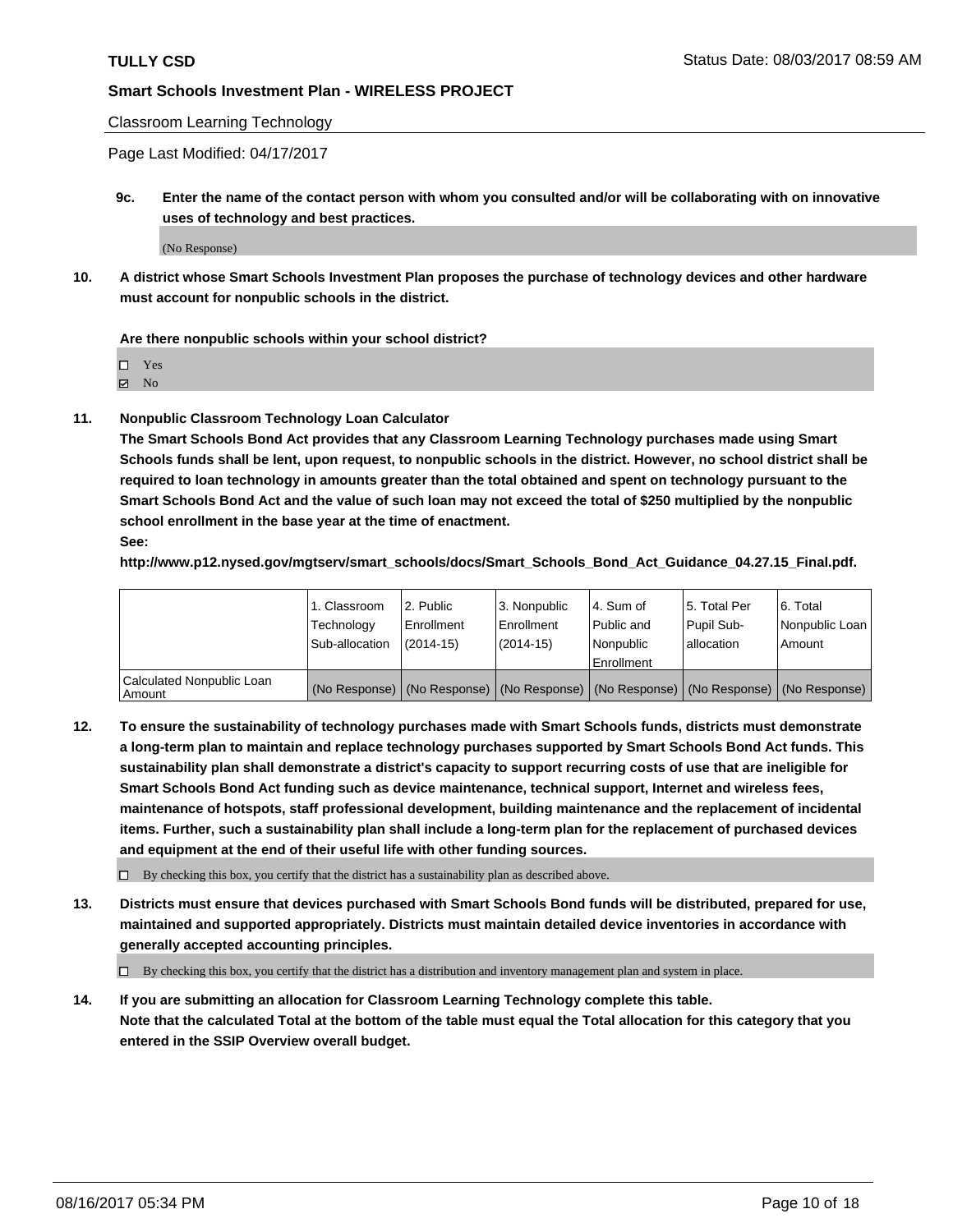Classroom Learning Technology

Page Last Modified: 04/17/2017

**9c. Enter the name of the contact person with whom you consulted and/or will be collaborating with on innovative uses of technology and best practices.**

(No Response)

**10. A district whose Smart Schools Investment Plan proposes the purchase of technology devices and other hardware must account for nonpublic schools in the district.**

**Are there nonpublic schools within your school district?**

☐ Yes
☑ No

**11. Nonpublic Classroom Technology Loan Calculator**

**The Smart Schools Bond Act provides that any Classroom Learning Technology purchases made using Smart Schools funds shall be lent, upon request, to nonpublic schools in the district. However, no school district shall be required to loan technology in amounts greater than the total obtained and spent on technology pursuant to the Smart Schools Bond Act and the value of such loan may not exceed the total of $250 multiplied by the nonpublic school enrollment in the base year at the time of enactment.**

**See:**

**http://www.p12.nysed.gov/mgtserv/smart_schools/docs/Smart_Schools_Bond_Act_Guidance_04.27.15_Final.pdf.**

| | 1. Classroom Technology Sub-allocation | 2. Public Enrollment (2014-15) | 3. Nonpublic Enrollment (2014-15) | 4. Sum of Public and Nonpublic Enrollment | 5. Total Per Pupil Sub-allocation | 6. Total Nonpublic Loan Amount |
|---|---|---|---|---|---|---|
| Calculated Nonpublic Loan Amount | (No Response) | (No Response) | (No Response) | (No Response) | (No Response) | (No Response) |

**12. To ensure the sustainability of technology purchases made with Smart Schools funds, districts must demonstrate a long-term plan to maintain and replace technology purchases supported by Smart Schools Bond Act funds. This sustainability plan shall demonstrate a district's capacity to support recurring costs of use that are ineligible for Smart Schools Bond Act funding such as device maintenance, technical support, Internet and wireless fees, maintenance of hotspots, staff professional development, building maintenance and the replacement of incidental items. Further, such a sustainability plan shall include a long-term plan for the replacement of purchased devices and equipment at the end of their useful life with other funding sources.**

☐ By checking this box, you certify that the district has a sustainability plan as described above.

**13. Districts must ensure that devices purchased with Smart Schools Bond funds will be distributed, prepared for use, maintained and supported appropriately. Districts must maintain detailed device inventories in accordance with generally accepted accounting principles.**

☐ By checking this box, you certify that the district has a distribution and inventory management plan and system in place.

**14. If you are submitting an allocation for Classroom Learning Technology complete this table. Note that the calculated Total at the bottom of the table must equal the Total allocation for this category that you entered in the SSIP Overview overall budget.**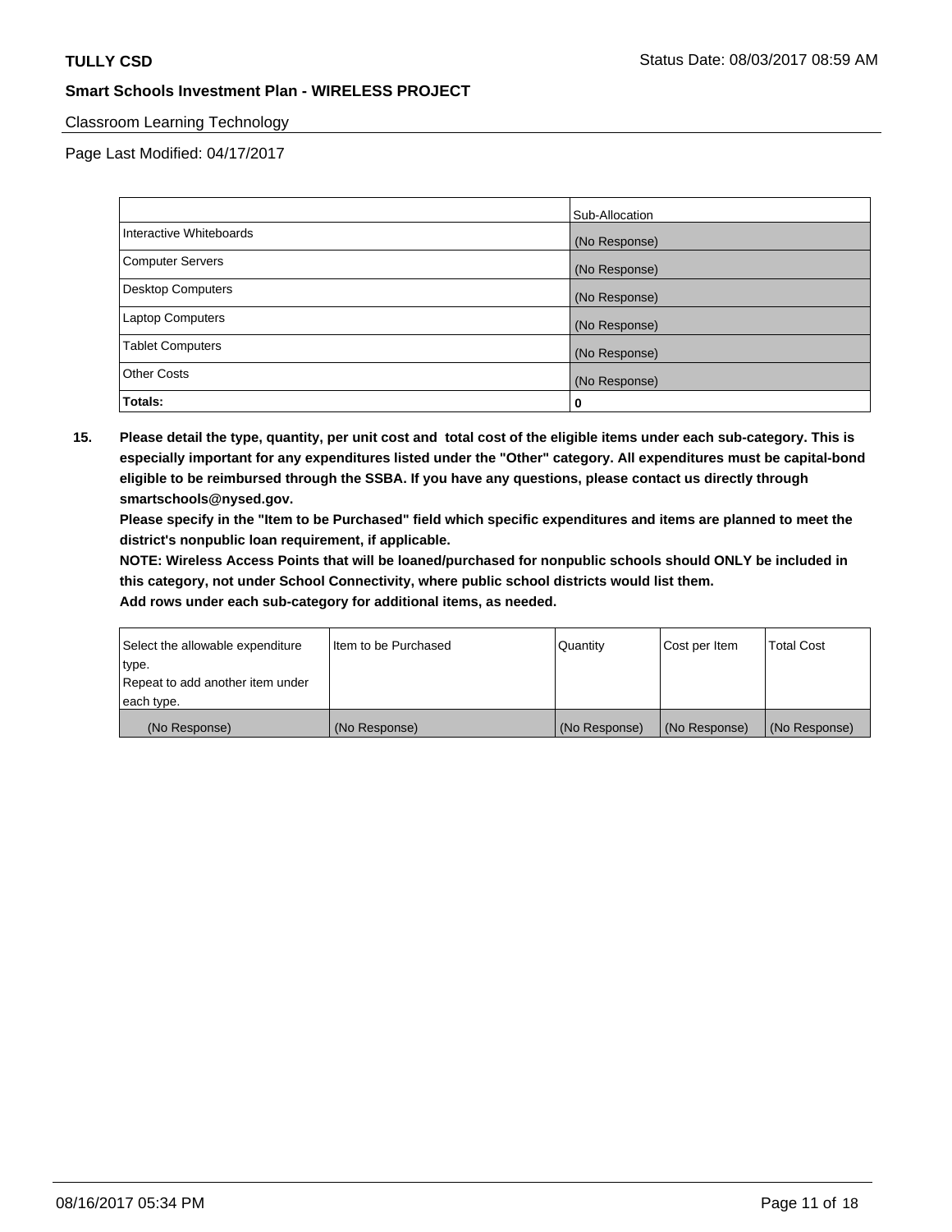Classroom Learning Technology

Page Last Modified: 04/17/2017

| | Sub-Allocation |
|---|---|
| Interactive Whiteboards | (No Response) |
| Computer Servers | (No Response) |
| Desktop Computers | (No Response) |
| Laptop Computers | (No Response) |
| Tablet Computers | (No Response) |
| Other Costs | (No Response) |
| **Totals:** | **0** |

**15. Please detail the type, quantity, per unit cost and total cost of the eligible items under each sub-category. This is especially important for any expenditures listed under the "Other" category. All expenditures must be capital-bond eligible to be reimbursed through the SSBA. If you have any questions, please contact us directly through smartschools@nysed.gov.**

**Please specify in the "Item to be Purchased" field which specific expenditures and items are planned to meet the district's nonpublic loan requirement, if applicable.**

**NOTE: Wireless Access Points that will be loaned/purchased for nonpublic schools should ONLY be included in this category, not under School Connectivity, where public school districts would list them.**

**Add rows under each sub-category for additional items, as needed.**

| Select the allowable expenditure type. Repeat to add another item under each type. | Item to be Purchased | Quantity | Cost per Item | Total Cost |
|---|---|---|---|---|
| (No Response) | (No Response) | (No Response) | (No Response) | (No Response) |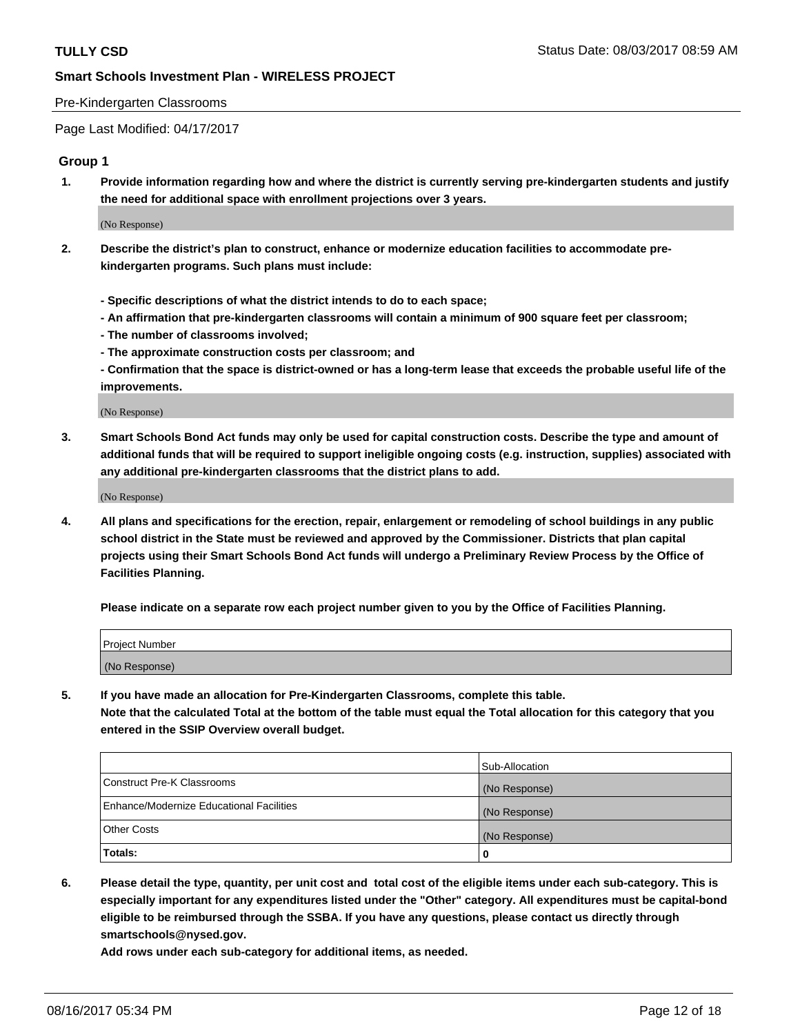Pre-Kindergarten Classrooms

Page Last Modified: 04/17/2017

## Group 1

**1. Provide information regarding how and where the district is currently serving pre-kindergarten students and justify the need for additional space with enrollment projections over 3 years.**

(No Response)

**2. Describe the district's plan to construct, enhance or modernize education facilities to accommodate pre-kindergarten programs. Such plans must include:**

**- Specific descriptions of what the district intends to do to each space;**
**- An affirmation that pre-kindergarten classrooms will contain a minimum of 900 square feet per classroom;**
**- The number of classrooms involved;**
**- The approximate construction costs per classroom; and**
**- Confirmation that the space is district-owned or has a long-term lease that exceeds the probable useful life of the improvements.**

(No Response)

**3. Smart Schools Bond Act funds may only be used for capital construction costs. Describe the type and amount of additional funds that will be required to support ineligible ongoing costs (e.g. instruction, supplies) associated with any additional pre-kindergarten classrooms that the district plans to add.**

(No Response)

**4. All plans and specifications for the erection, repair, enlargement or remodeling of school buildings in any public school district in the State must be reviewed and approved by the Commissioner. Districts that plan capital projects using their Smart Schools Bond Act funds will undergo a Preliminary Review Process by the Office of Facilities Planning.**

**Please indicate on a separate row each project number given to you by the Office of Facilities Planning.**

| Project Number |
|---|
| (No Response) |

**5. If you have made an allocation for Pre-Kindergarten Classrooms, complete this table.**
**Note that the calculated Total at the bottom of the table must equal the Total allocation for this category that you entered in the SSIP Overview overall budget.**

| | Sub-Allocation |
|---|---|
| Construct Pre-K Classrooms | (No Response) |
| Enhance/Modernize Educational Facilities | (No Response) |
| Other Costs | (No Response) |
| **Totals:** | **0** |

**6. Please detail the type, quantity, per unit cost and total cost of the eligible items under each sub-category. This is especially important for any expenditures listed under the "Other" category. All expenditures must be capital-bond eligible to be reimbursed through the SSBA. If you have any questions, please contact us directly through smartschools@nysed.gov.**

**Add rows under each sub-category for additional items, as needed.**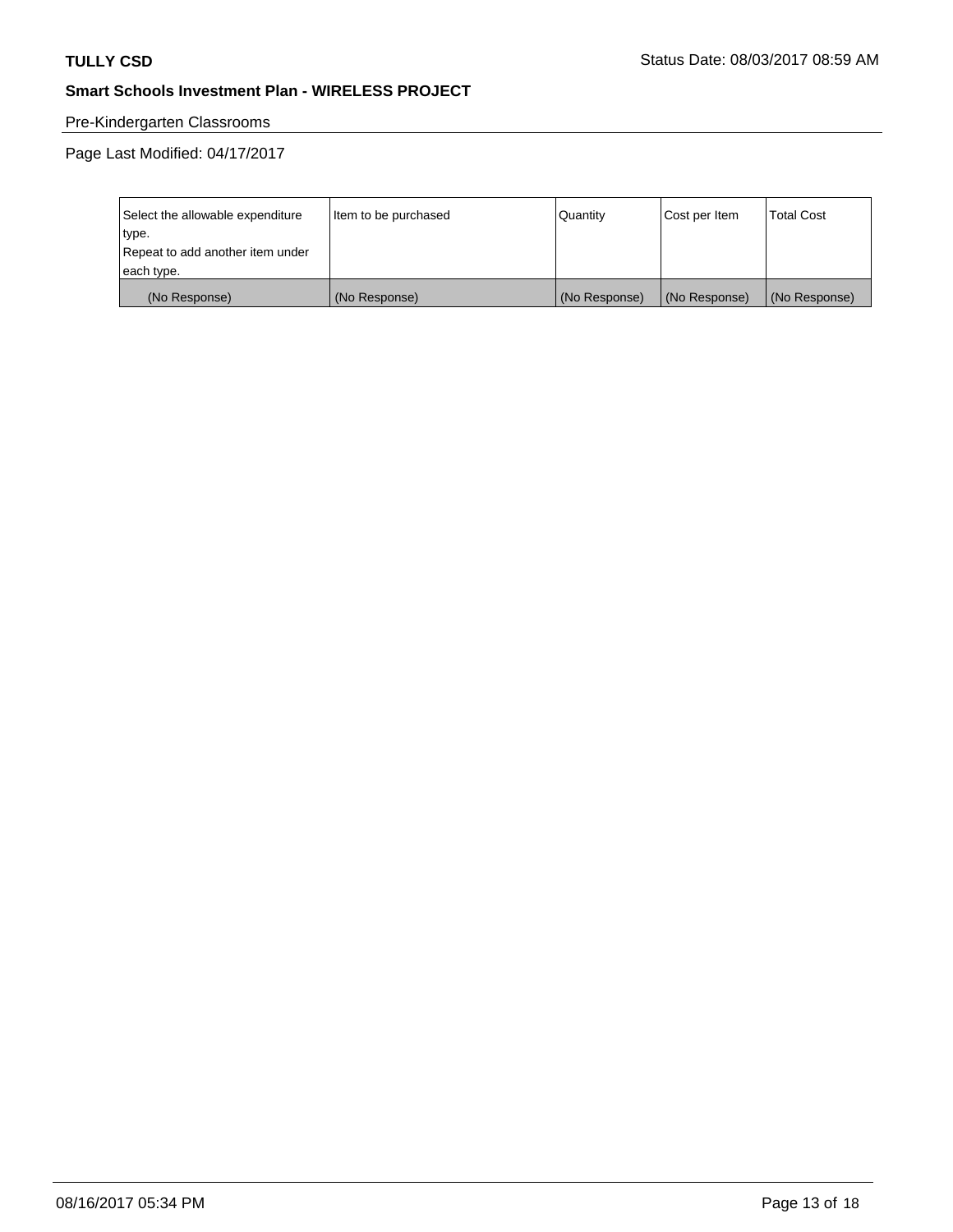## Pre-Kindergarten Classrooms

Page Last Modified: 04/17/2017

| Select the allowable expenditure type.<br>Repeat to add another item under each type. | Item to be purchased | Quantity | Cost per Item | Total Cost |
|---|---|---|---|---|
| (No Response) | (No Response) | (No Response) | (No Response) | (No Response) |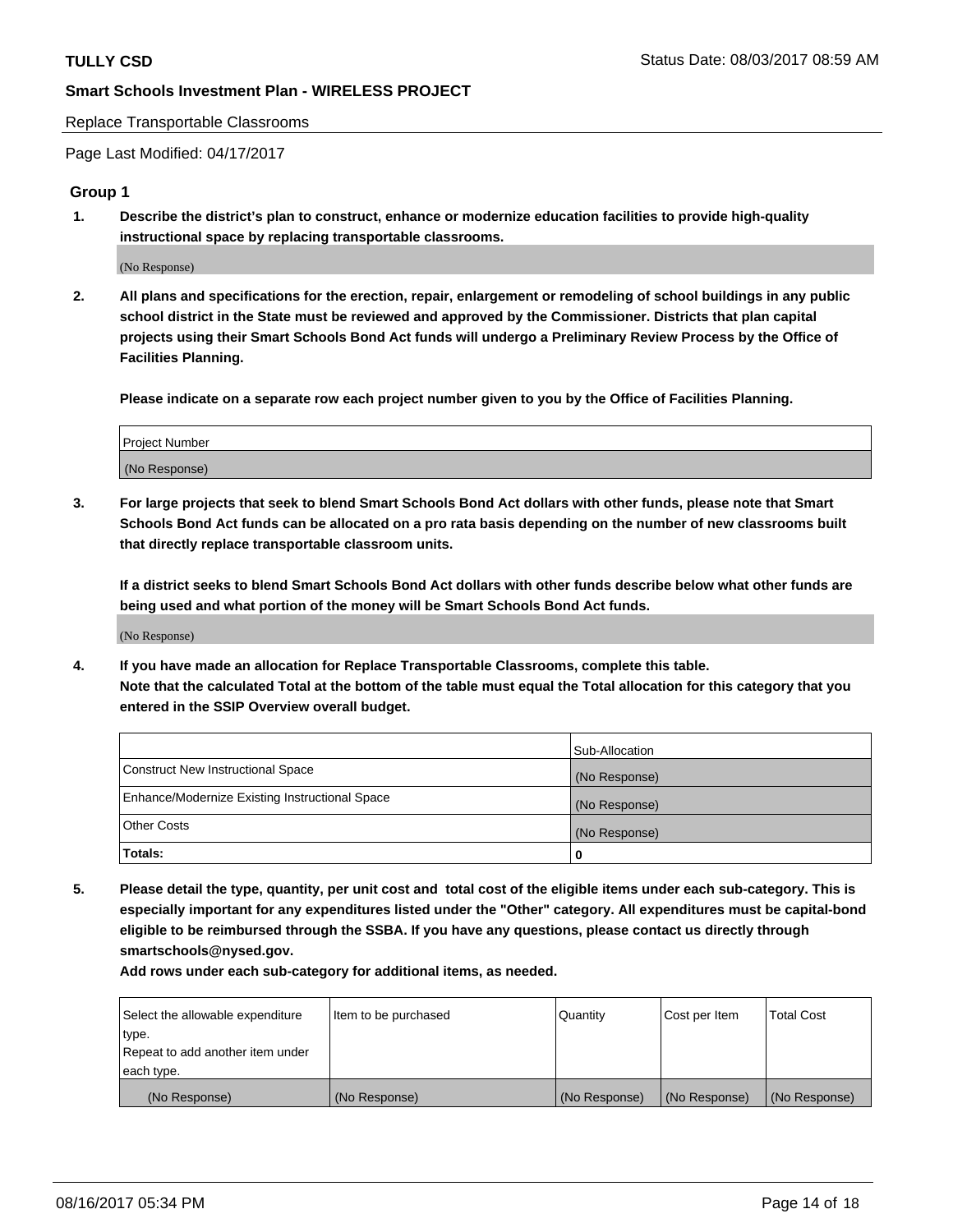Replace Transportable Classrooms

Page Last Modified: 04/17/2017

## Group 1

**1. Describe the district's plan to construct, enhance or modernize education facilities to provide high-quality instructional space by replacing transportable classrooms.**

(No Response)

**2. All plans and specifications for the erection, repair, enlargement or remodeling of school buildings in any public school district in the State must be reviewed and approved by the Commissioner. Districts that plan capital projects using their Smart Schools Bond Act funds will undergo a Preliminary Review Process by the Office of Facilities Planning.**

**Please indicate on a separate row each project number given to you by the Office of Facilities Planning.**

| Project Number |
| --- |
| (No Response) |

**3. For large projects that seek to blend Smart Schools Bond Act dollars with other funds, please note that Smart Schools Bond Act funds can be allocated on a pro rata basis depending on the number of new classrooms built that directly replace transportable classroom units.**

**If a district seeks to blend Smart Schools Bond Act dollars with other funds describe below what other funds are being used and what portion of the money will be Smart Schools Bond Act funds.**

(No Response)

**4. If you have made an allocation for Replace Transportable Classrooms, complete this table.**
**Note that the calculated Total at the bottom of the table must equal the Total allocation for this category that you entered in the SSIP Overview overall budget.**

| | Sub-Allocation |
| --- | --- |
| Construct New Instructional Space | (No Response) |
| Enhance/Modernize Existing Instructional Space | (No Response) |
| Other Costs | (No Response) |
| **Totals:** | **0** |

**5. Please detail the type, quantity, per unit cost and total cost of the eligible items under each sub-category. This is especially important for any expenditures listed under the "Other" category. All expenditures must be capital-bond eligible to be reimbursed through the SSBA. If you have any questions, please contact us directly through smartschools@nysed.gov.**

**Add rows under each sub-category for additional items, as needed.**

| Select the allowable expenditure type. Repeat to add another item under each type. | Item to be purchased | Quantity | Cost per Item | Total Cost |
| --- | --- | --- | --- | --- |
| (No Response) | (No Response) | (No Response) | (No Response) | (No Response) |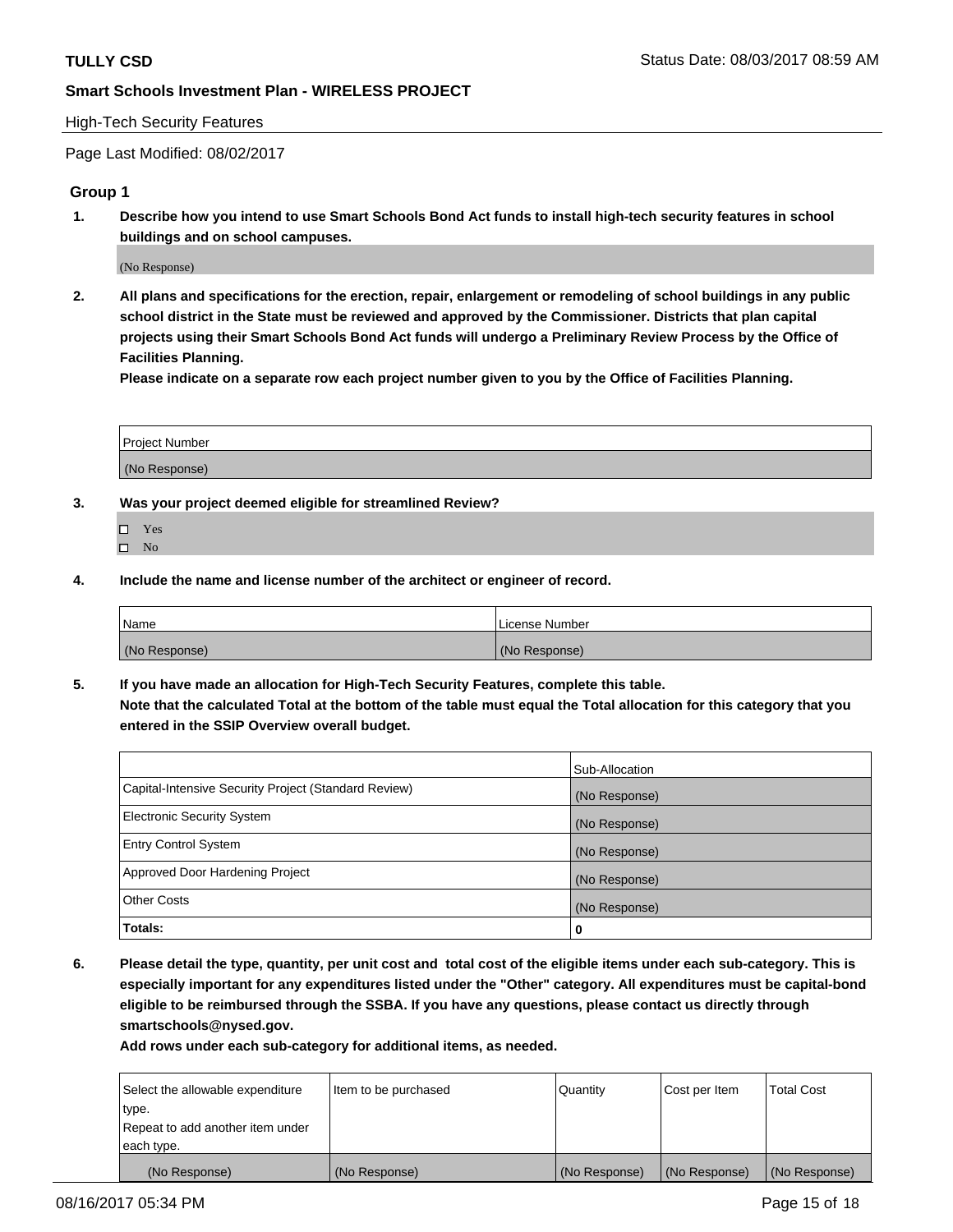**TULLY CSD**

**Smart Schools Investment Plan - WIRELESS PROJECT**

High-Tech Security Features

Page Last Modified: 08/02/2017

## Group 1

**1. Describe how you intend to use Smart Schools Bond Act funds to install high-tech security features in school buildings and on school campuses.**

(No Response)

**2. All plans and specifications for the erection, repair, enlargement or remodeling of school buildings in any public school district in the State must be reviewed and approved by the Commissioner. Districts that plan capital projects using their Smart Schools Bond Act funds will undergo a Preliminary Review Process by the Office of Facilities Planning.**

**Please indicate on a separate row each project number given to you by the Office of Facilities Planning.**

| Project Number |
| --- |
| (No Response) |

**3. Was your project deemed eligible for streamlined Review?**

- ☐ Yes
- ☐ No

**4. Include the name and license number of the architect or engineer of record.**

| Name | License Number |
| --- | --- |
| (No Response) | (No Response) |

**5. If you have made an allocation for High-Tech Security Features, complete this table.**
**Note that the calculated Total at the bottom of the table must equal the Total allocation for this category that you entered in the SSIP Overview overall budget.**

| | Sub-Allocation |
| --- | --- |
| Capital-Intensive Security Project (Standard Review) | (No Response) |
| Electronic Security System | (No Response) |
| Entry Control System | (No Response) |
| Approved Door Hardening Project | (No Response) |
| Other Costs | (No Response) |
| **Totals:** | **0** |

**6. Please detail the type, quantity, per unit cost and total cost of the eligible items under each sub-category. This is especially important for any expenditures listed under the "Other" category. All expenditures must be capital-bond eligible to be reimbursed through the SSBA. If you have any questions, please contact us directly through smartschools@nysed.gov.**

**Add rows under each sub-category for additional items, as needed.**

| Select the allowable expenditure type. Repeat to add another item under each type. | Item to be purchased | Quantity | Cost per Item | Total Cost |
| --- | --- | --- | --- | --- |
| (No Response) | (No Response) | (No Response) | (No Response) | (No Response) |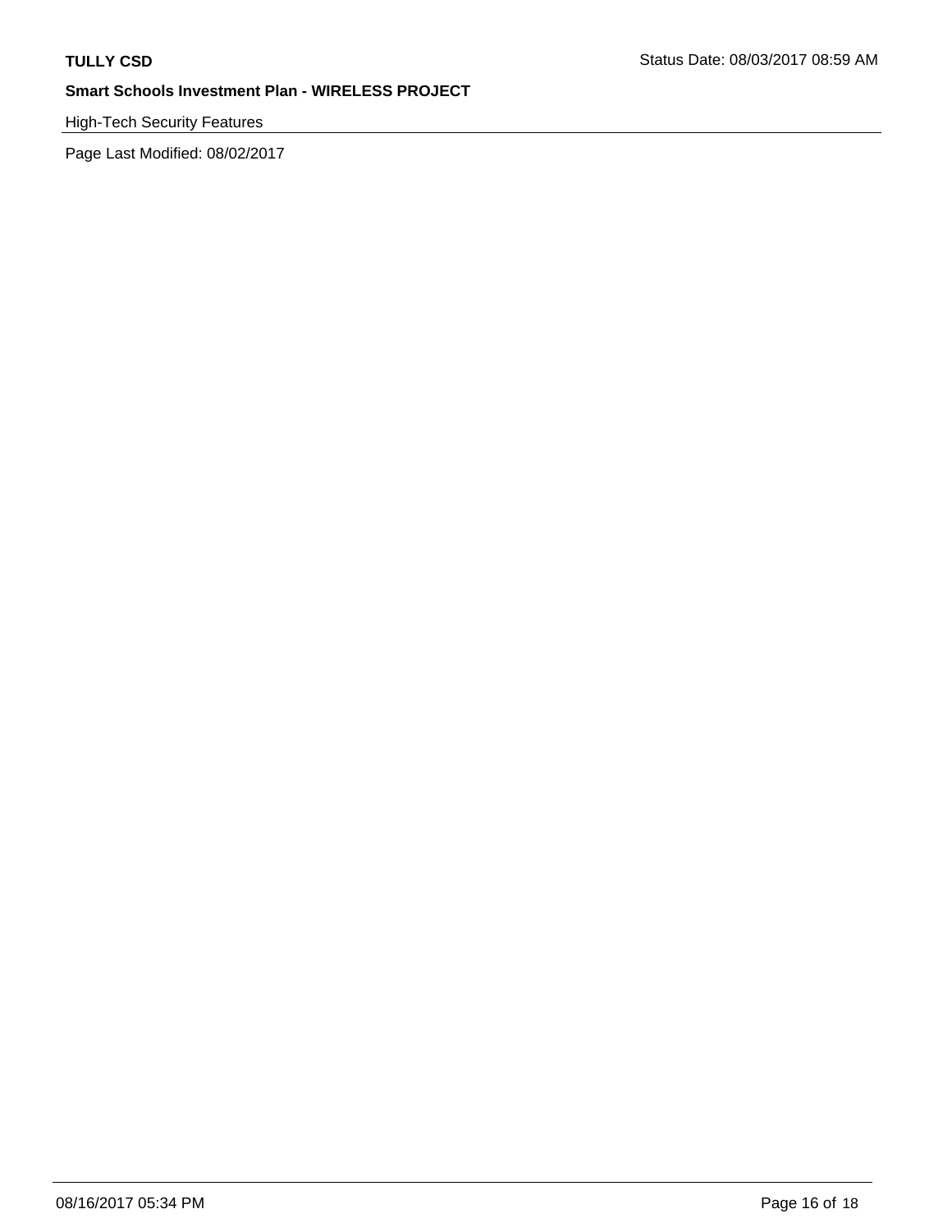High-Tech Security Features

Page Last Modified: 08/02/2017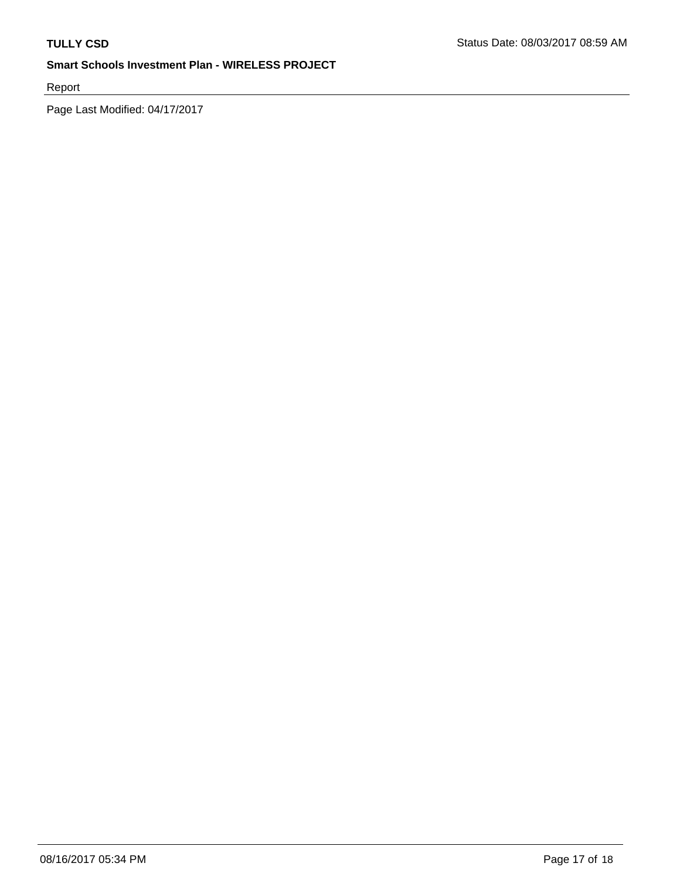**TULLY CSD**

Status Date: 08/03/2017 08:59 AM

**Smart Schools Investment Plan - WIRELESS PROJECT**

Report

Page Last Modified: 04/17/2017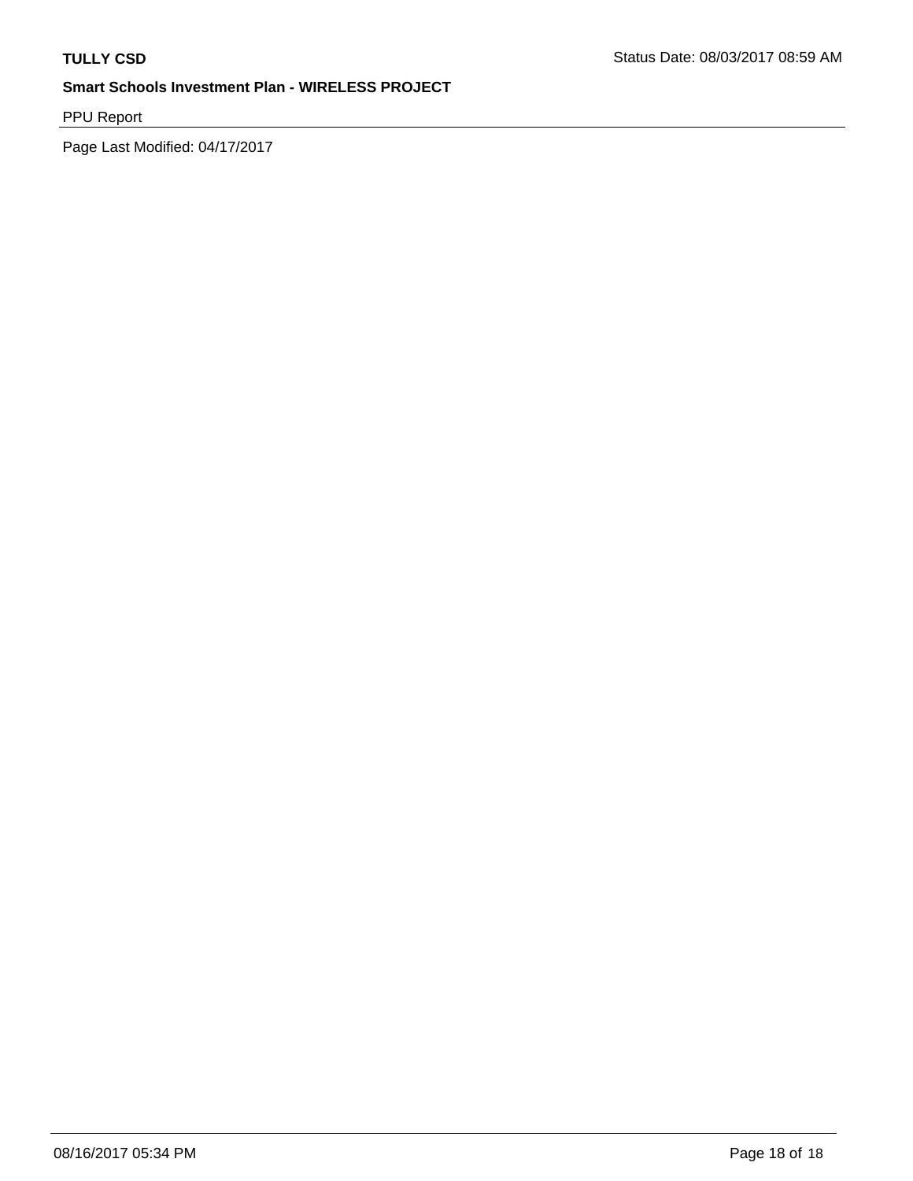Page Last Modified: 04/17/2017